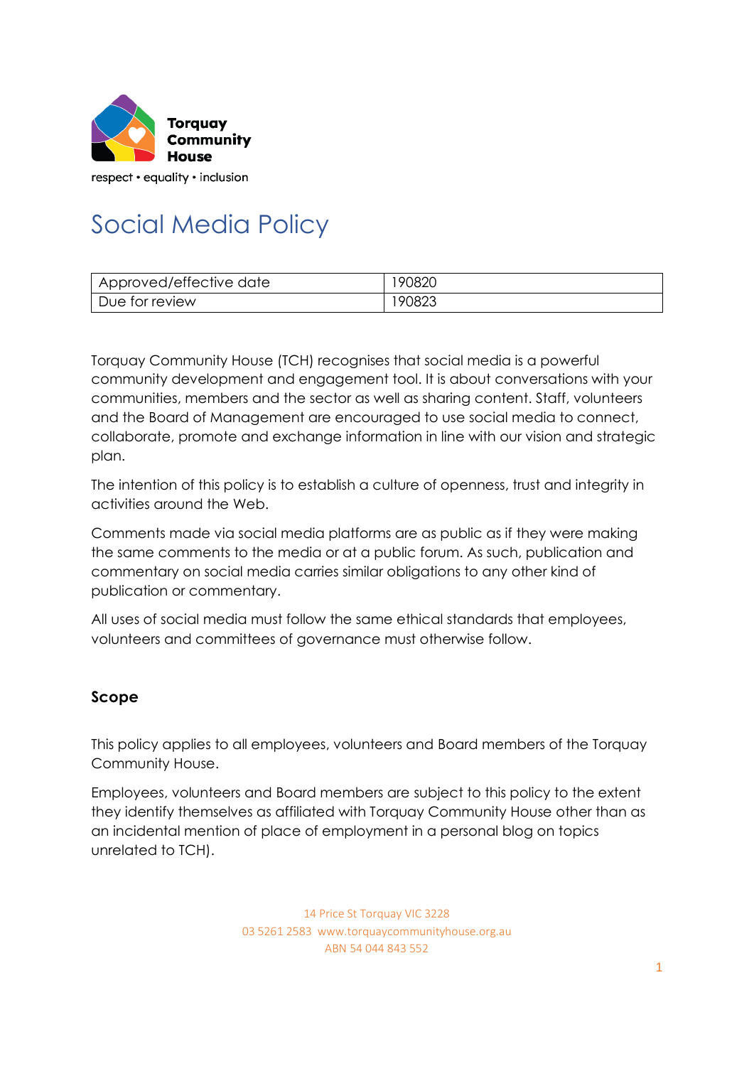Torquay Community House

respect • equality • inclusion

# Social Media Policy

| Approved/effective date | 190820 |
| --- | --- |
| Due for review | 190823 |

Torquay Community House (TCH) recognises that social media is a powerful community development and engagement tool. It is about conversations with your communities, members and the sector as well as sharing content. Staff, volunteers and the Board of Management are encouraged to use social media to connect, collaborate, promote and exchange information in line with our vision and strategic plan.

The intention of this policy is to establish a culture of openness, trust and integrity in activities around the Web.

Comments made via social media platforms are as public as if they were making the same comments to the media or at a public forum. As such, publication and commentary on social media carries similar obligations to any other kind of publication or commentary.

All uses of social media must follow the same ethical standards that employees, volunteers and committees of governance must otherwise follow.

## Scope

This policy applies to all employees, volunteers and Board members of the Torquay Community House.

Employees, volunteers and Board members are subject to this policy to the extent they identify themselves as affiliated with Torquay Community House other than as an incidental mention of place of employment in a personal blog on topics unrelated to TCH).

14 Price St Torquay VIC 3228
03 5261 2583 www.torquaycommunityhouse.org.au
ABN 54 044 843 552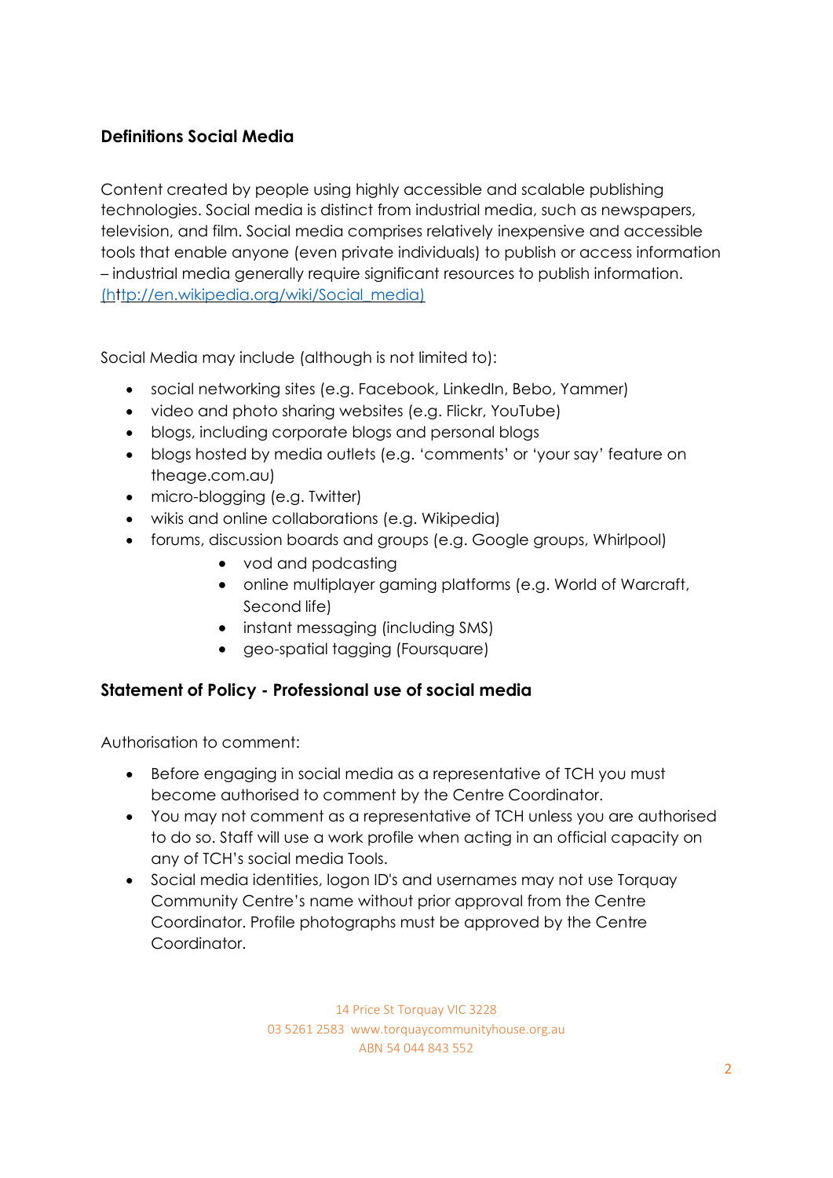**Definitions Social Media**

Content created by people using highly accessible and scalable publishing technologies. Social media is distinct from industrial media, such as newspapers, television, and film. Social media comprises relatively inexpensive and accessible tools that enable anyone (even private individuals) to publish or access information – industrial media generally require significant resources to publish information. (http://en.wikipedia.org/wiki/Social_media)

Social Media may include (although is not limited to):

- social networking sites (e.g. Facebook, LinkedIn, Bebo, Yammer)
- video and photo sharing websites (e.g. Flickr, YouTube)
- blogs, including corporate blogs and personal blogs
- blogs hosted by media outlets (e.g. 'comments' or 'your say' feature on theage.com.au)
- micro-blogging (e.g. Twitter)
- wikis and online collaborations (e.g. Wikipedia)
- forums, discussion boards and groups (e.g. Google groups, Whirlpool)
    - vod and podcasting
    - online multiplayer gaming platforms (e.g. World of Warcraft, Second life)
    - instant messaging (including SMS)
    - geo-spatial tagging (Foursquare)

**Statement of Policy - Professional use of social media**

Authorisation to comment:

- Before engaging in social media as a representative of TCH you must become authorised to comment by the Centre Coordinator.
- You may not comment as a representative of TCH unless you are authorised to do so. Staff will use a work profile when acting in an official capacity on any of TCH's social media Tools.
- Social media identities, logon ID's and usernames may not use Torquay Community Centre's name without prior approval from the Centre Coordinator. Profile photographs must be approved by the Centre Coordinator.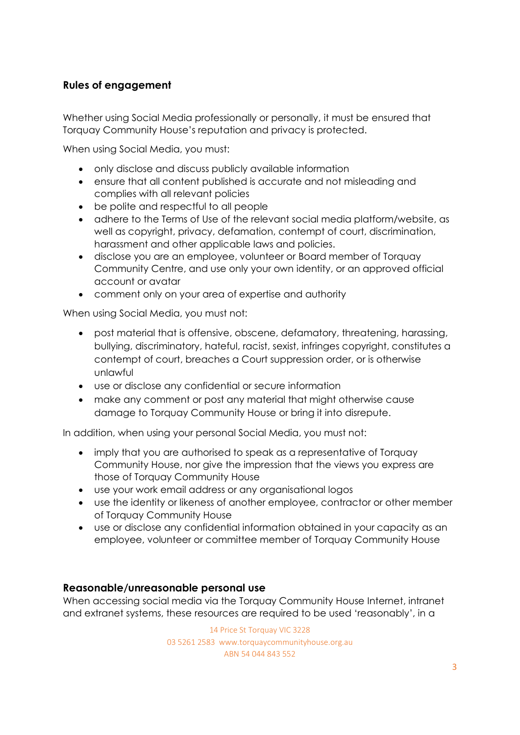## Rules of engagement

Whether using Social Media professionally or personally, it must be ensured that Torquay Community House's reputation and privacy is protected.

When using Social Media, you must:

- only disclose and discuss publicly available information
- ensure that all content published is accurate and not misleading and complies with all relevant policies
- be polite and respectful to all people
- adhere to the Terms of Use of the relevant social media platform/website, as well as copyright, privacy, defamation, contempt of court, discrimination, harassment and other applicable laws and policies.
- disclose you are an employee, volunteer or Board member of Torquay Community Centre, and use only your own identity, or an approved official account or avatar
- comment only on your area of expertise and authority

When using Social Media, you must not:

- post material that is offensive, obscene, defamatory, threatening, harassing, bullying, discriminatory, hateful, racist, sexist, infringes copyright, constitutes a contempt of court, breaches a Court suppression order, or is otherwise unlawful
- use or disclose any confidential or secure information
- make any comment or post any material that might otherwise cause damage to Torquay Community House or bring it into disrepute.

In addition, when using your personal Social Media, you must not:

- imply that you are authorised to speak as a representative of Torquay Community House, nor give the impression that the views you express are those of Torquay Community House
- use your work email address or any organisational logos
- use the identity or likeness of another employee, contractor or other member of Torquay Community House
- use or disclose any confidential information obtained in your capacity as an employee, volunteer or committee member of Torquay Community House

## Reasonable/unreasonable personal use

When accessing social media via the Torquay Community House Internet, intranet and extranet systems, these resources are required to be used 'reasonably', in a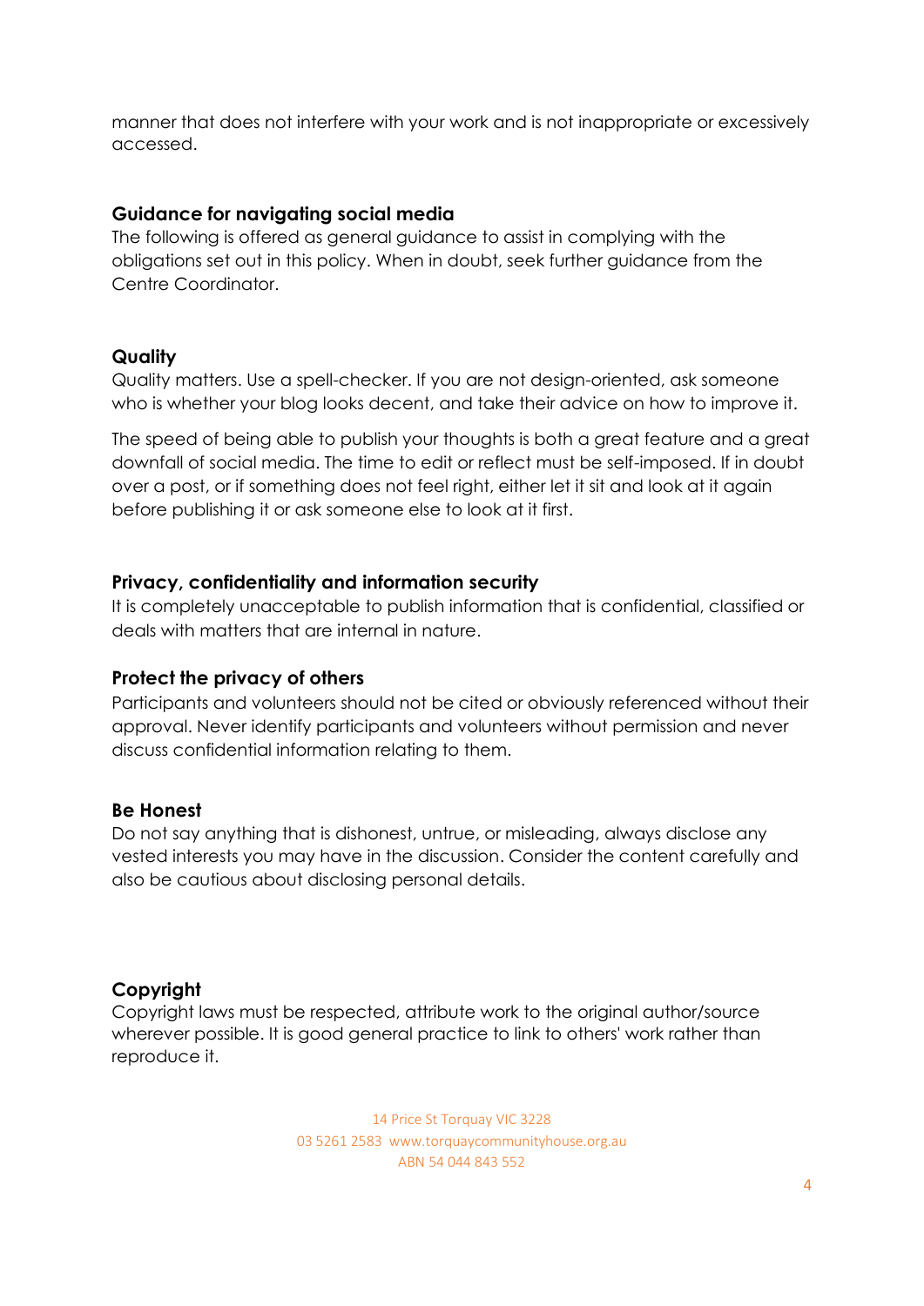manner that does not interfere with your work and is not inappropriate or excessively accessed.

### Guidance for navigating social media

The following is offered as general guidance to assist in complying with the obligations set out in this policy. When in doubt, seek further guidance from the Centre Coordinator.

### Quality

Quality matters. Use a spell-checker. If you are not design-oriented, ask someone who is whether your blog looks decent, and take their advice on how to improve it.

The speed of being able to publish your thoughts is both a great feature and a great downfall of social media. The time to edit or reflect must be self-imposed. If in doubt over a post, or if something does not feel right, either let it sit and look at it again before publishing it or ask someone else to look at it first.

### Privacy, confidentiality and information security

It is completely unacceptable to publish information that is confidential, classified or deals with matters that are internal in nature.

### Protect the privacy of others

Participants and volunteers should not be cited or obviously referenced without their approval. Never identify participants and volunteers without permission and never discuss confidential information relating to them.

### Be Honest

Do not say anything that is dishonest, untrue, or misleading, always disclose any vested interests you may have in the discussion. Consider the content carefully and also be cautious about disclosing personal details.

### Copyright

Copyright laws must be respected, attribute work to the original author/source wherever possible. It is good general practice to link to others' work rather than reproduce it.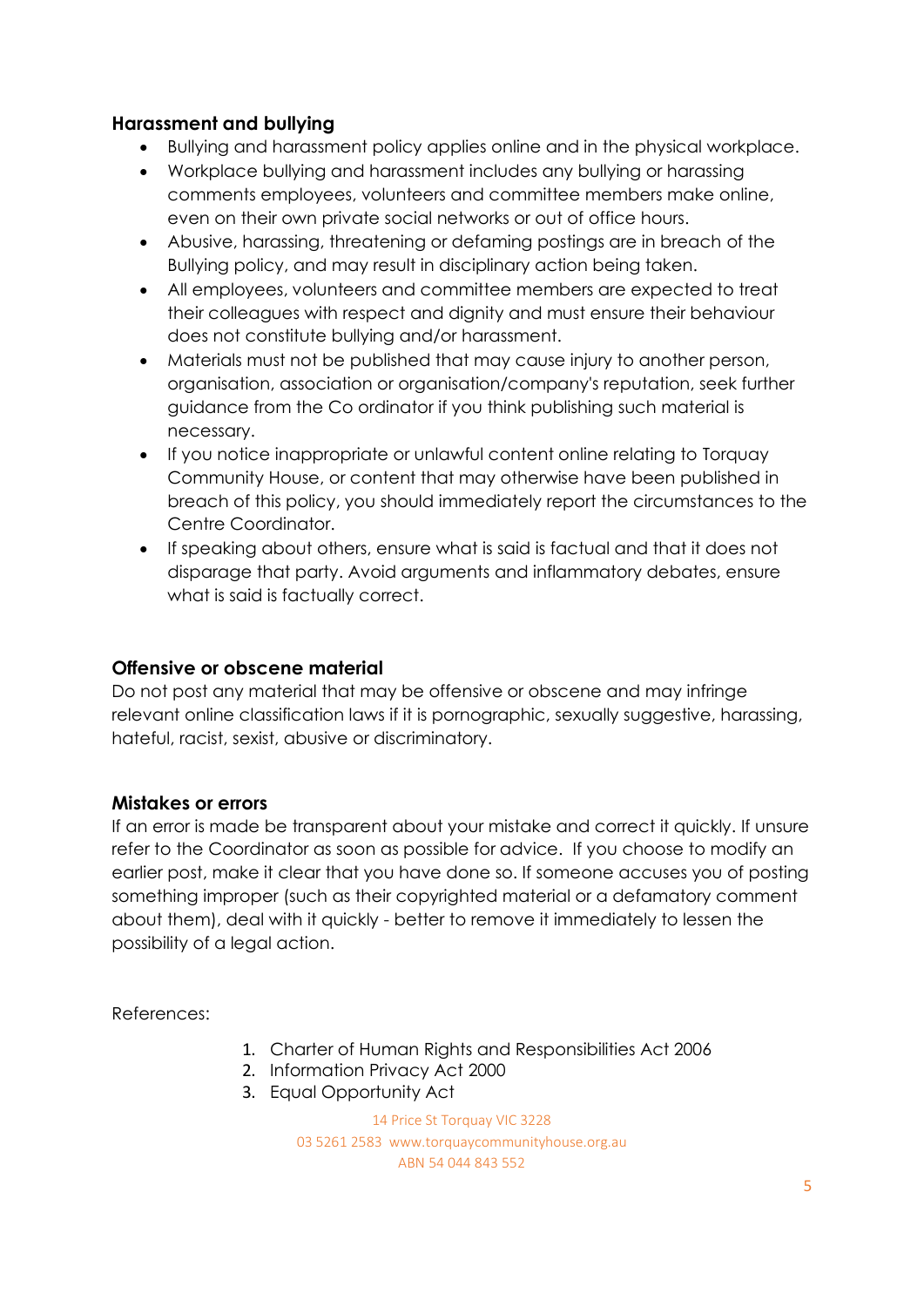### Harassment and bullying

- Bullying and harassment policy applies online and in the physical workplace.
- Workplace bullying and harassment includes any bullying or harassing comments employees, volunteers and committee members make online, even on their own private social networks or out of office hours.
- Abusive, harassing, threatening or defaming postings are in breach of the Bullying policy, and may result in disciplinary action being taken.
- All employees, volunteers and committee members are expected to treat their colleagues with respect and dignity and must ensure their behaviour does not constitute bullying and/or harassment.
- Materials must not be published that may cause injury to another person, organisation, association or organisation/company's reputation, seek further guidance from the Co ordinator if you think publishing such material is necessary.
- If you notice inappropriate or unlawful content online relating to Torquay Community House, or content that may otherwise have been published in breach of this policy, you should immediately report the circumstances to the Centre Coordinator.
- If speaking about others, ensure what is said is factual and that it does not disparage that party. Avoid arguments and inflammatory debates, ensure what is said is factually correct.

### Offensive or obscene material

Do not post any material that may be offensive or obscene and may infringe relevant online classification laws if it is pornographic, sexually suggestive, harassing, hateful, racist, sexist, abusive or discriminatory.

### Mistakes or errors

If an error is made be transparent about your mistake and correct it quickly. If unsure refer to the Coordinator as soon as possible for advice. If you choose to modify an earlier post, make it clear that you have done so. If someone accuses you of posting something improper (such as their copyrighted material or a defamatory comment about them), deal with it quickly - better to remove it immediately to lessen the possibility of a legal action.

References:

1. Charter of Human Rights and Responsibilities Act 2006
2. Information Privacy Act 2000
3. Equal Opportunity Act

14 Price St Torquay VIC 3228
03 5261 2583 www.torquaycommunityhouse.org.au
ABN 54 044 843 552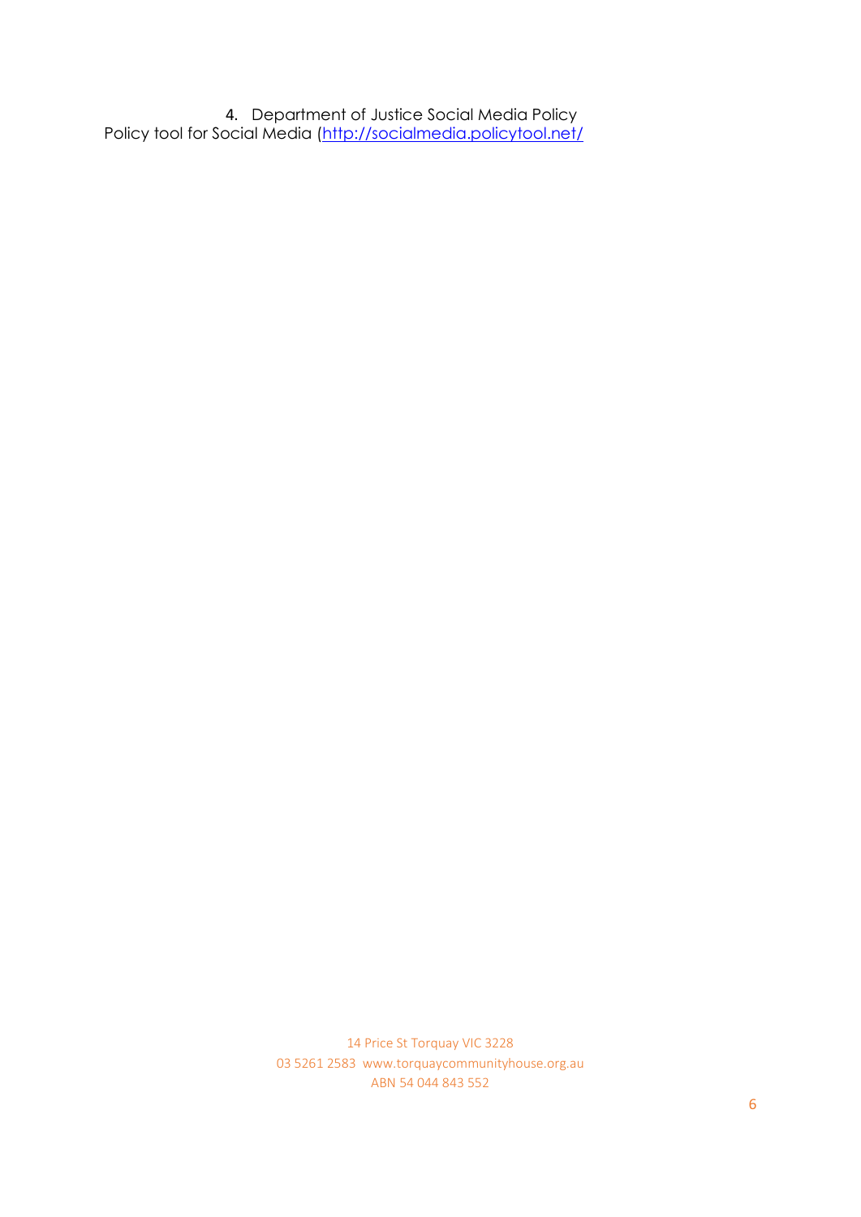4. Department of Justice Social Media Policy
Policy tool for Social Media (http://socialmedia.policytool.net/